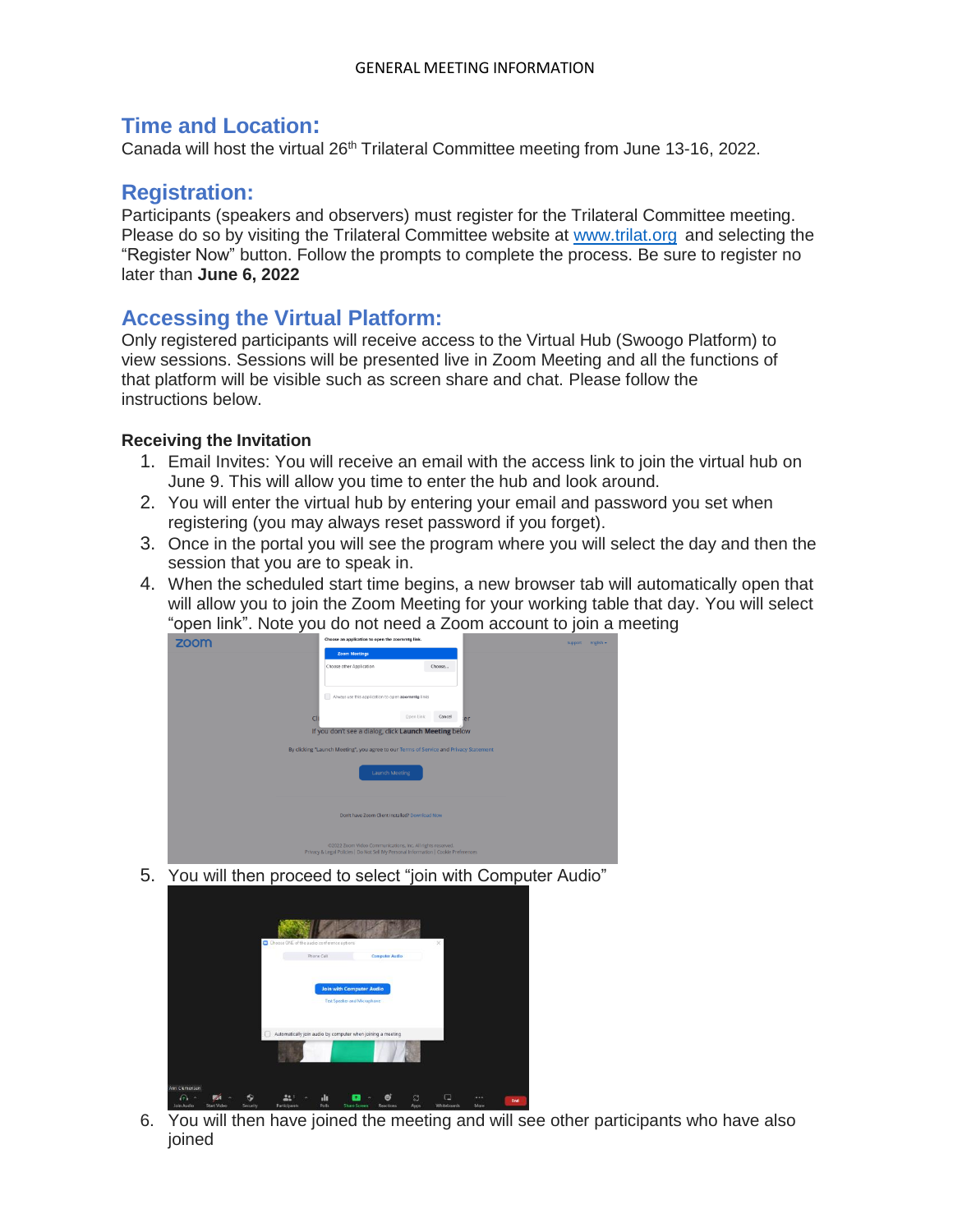GENERAL MEETING INFORMATION

## Time and Location:

Canada will host the virtual 26th Trilateral Committee meeting from June 13-16, 2022.

## Registration:

Participants (speakers and observers) must register for the Trilateral Committee meeting. Please do so by visiting the Trilateral Committee website at www.trilat.org and selecting the "Register Now" button. Follow the prompts to complete the process. Be sure to register no later than **June 6, 2022**

## Accessing the Virtual Platform:

Only registered participants will receive access to the Virtual Hub (Swoogo Platform) to view sessions. Sessions will be presented live in Zoom Meeting and all the functions of that platform will be visible such as screen share and chat. Please follow the instructions below.

### Receiving the Invitation

1. Email Invites: You will receive an email with the access link to join the virtual hub on June 9. This will allow you time to enter the hub and look around.
2. You will enter the virtual hub by entering your email and password you set when registering (you may always reset password if you forget).
3. Once in the portal you will see the program where you will select the day and then the session that you are to speak in.
4. When the scheduled start time begins, a new browser tab will automatically open that will allow you to join the Zoom Meeting for your working table that day. You will select "open link". Note you do not need a Zoom account to join a meeting
5. You will then proceed to select "join with Computer Audio"
6. You will then have joined the meeting and will see other participants who have also joined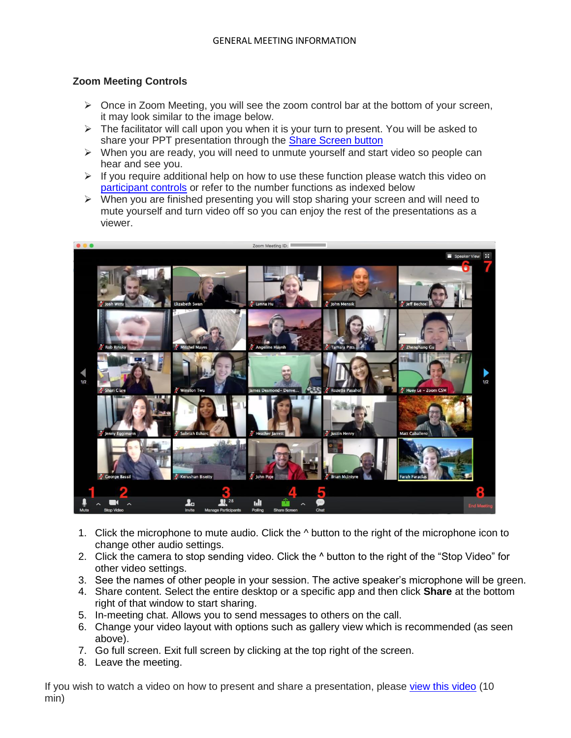## Zoom Meeting Controls

- Once in Zoom Meeting, you will see the zoom control bar at the bottom of your screen, it may look similar to the image below.
- The facilitator will call upon you when it is your turn to present. You will be asked to share your PPT presentation through the Share Screen button
- When you are ready, you will need to unmute yourself and start video so people can hear and see you.
- If you require additional help on how to use these function please watch this video on participant controls or refer to the number functions as indexed below
- When you are finished presenting you will stop sharing your screen and will need to mute yourself and turn video off so you can enjoy the rest of the presentations as a viewer.

1. Click the microphone to mute audio. Click the ^ button to the right of the microphone icon to change other audio settings.
2. Click the camera to stop sending video. Click the ^ button to the right of the "Stop Video" for other video settings.
3. See the names of other people in your session. The active speaker's microphone will be green.
4. Share content. Select the entire desktop or a specific app and then click **Share** at the bottom right of that window to start sharing.
5. In-meeting chat. Allows you to send messages to others on the call.
6. Change your video layout with options such as gallery view which is recommended (as seen above).
7. Go full screen. Exit full screen by clicking at the top right of the screen.
8. Leave the meeting.

If you wish to watch a video on how to present and share a presentation, please view this video (10 min)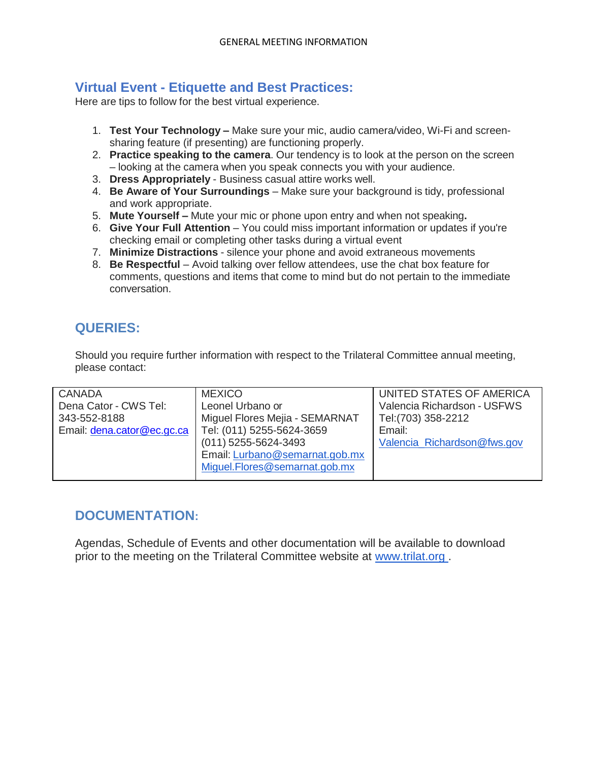GENERAL MEETING INFORMATION

## Virtual Event - Etiquette and Best Practices:

Here are tips to follow for the best virtual experience.

1. **Test Your Technology –** Make sure your mic, audio camera/video, Wi-Fi and screen-sharing feature (if presenting) are functioning properly.
2. **Practice speaking to the camera**. Our tendency is to look at the person on the screen – looking at the camera when you speak connects you with your audience.
3. **Dress Appropriately** - Business casual attire works well.
4. **Be Aware of Your Surroundings** – Make sure your background is tidy, professional and work appropriate.
5. **Mute Yourself –** Mute your mic or phone upon entry and when not speaking**.**
6. **Give Your Full Attention** – You could miss important information or updates if you're checking email or completing other tasks during a virtual event
7. **Minimize Distractions** - silence your phone and avoid extraneous movements
8. **Be Respectful** – Avoid talking over fellow attendees, use the chat box feature for comments, questions and items that come to mind but do not pertain to the immediate conversation.

## QUERIES:

Should you require further information with respect to the Trilateral Committee annual meeting, please contact:

| | | |
|---|---|---|
| CANADA<br>Dena Cator - CWS Tel: 343-552-8188<br>Email: dena.cator@ec.gc.ca | MEXICO<br>Leonel Urbano or<br>Miguel Flores Mejia - SEMARNAT<br>Tel: (011) 5255-5624-3659<br>(011) 5255-5624-3493<br>Email: Lurbano@semarnat.gob.mx<br>Miguel.Flores@semarnat.gob.mx | UNITED STATES OF AMERICA<br>Valencia Richardson - USFWS<br>Tel:(703) 358-2212<br>Email:<br>Valencia_Richardson@fws.gov |

## DOCUMENTATION:

Agendas, Schedule of Events and other documentation will be available to download prior to the meeting on the Trilateral Committee website at www.trilat.org .